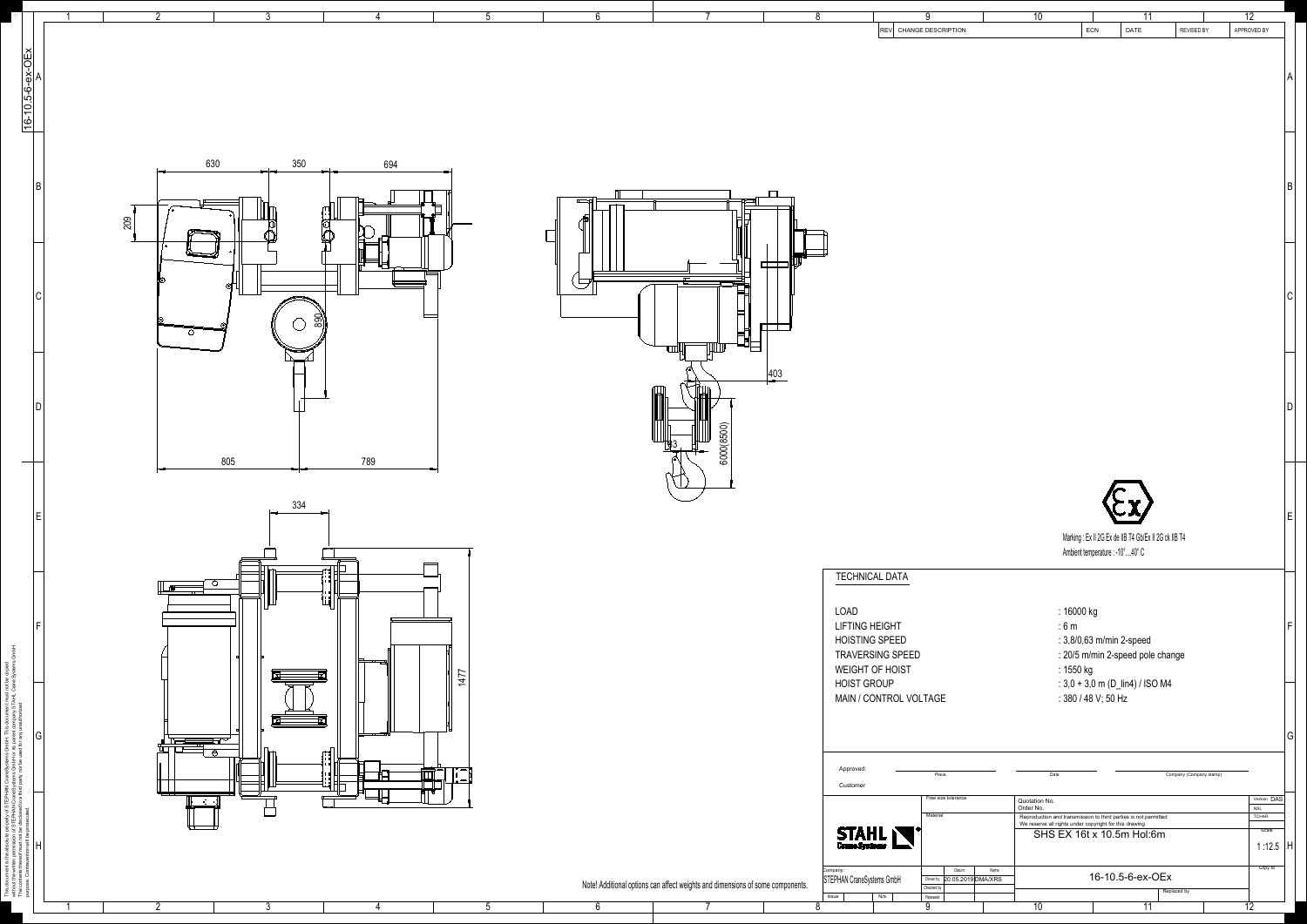| REV | CHANGE DESCRIPTION | ECN | DATE | REVISED BY | APPROVED BY |
|---|---|---|---|---|---|

630 350 694

209

890

805 789

403

6000(8500)

43

334

1477

Marking : Ex II 2G Ex de IIB T4 Gb/Ex II 2G ck IIB T4

Ambient temperature : -10°...40° C

## TECHNICAL DATA

| | |
|---|---|
| LOAD | : 16000 kg |
| LIFTING HEIGHT | : 6 m |
| HOISTING SPEED | : 3,8/0,63 m/min 2-speed |
| TRAVERSING SPEED | : 20/5 m/min 2-speed pole change |
| WEIGHT OF HOIST | : 1550 kg |
| HOIST GROUP | : 3,0 + 3,0 m (D_lin4) / ISO M4 |
| MAIN / CONTROL VOLTAGE | : 380 / 48 V; 50 Hz |

Approved: Place Date Company (Company stamp)

Customer

Note! Additional options can affect weights and dimensions of some components.

| | | | | |
|---|---|---|---|---|
| STAHL CraneSystems | Free size tolerance | Quotation No. / Order No. | | Version: DAS |
| | Material | Reproduction and transmission to third parties is not permitted. We reserve all rights under copyright for this drawing | | NSL / TCHAR |
| | | SHS EX 16t x 10.5m Hol:6m | | Scale 1 :12.5 |
| Company: STEPHAN CraneSystems GmbH | Drawn by 20.05.2019 DMA/XRS | 16-10.5-6-ex-OEx | | Copy to |
| Issue N/a | Checked by / Released | | Replaced by | |

16-10.5-6-ex-OEx

This document is the absolute property of STEPHAN CraneSystems GmbH. This document must not be copied without the written permission of STEPHAN CraneSystems GmbH or its parent company STAHL CraneSystems GmbH. The contents hereof must not be disclosed to a third party nor be used for any unauthorized purpose. Contravention will be prosecuted.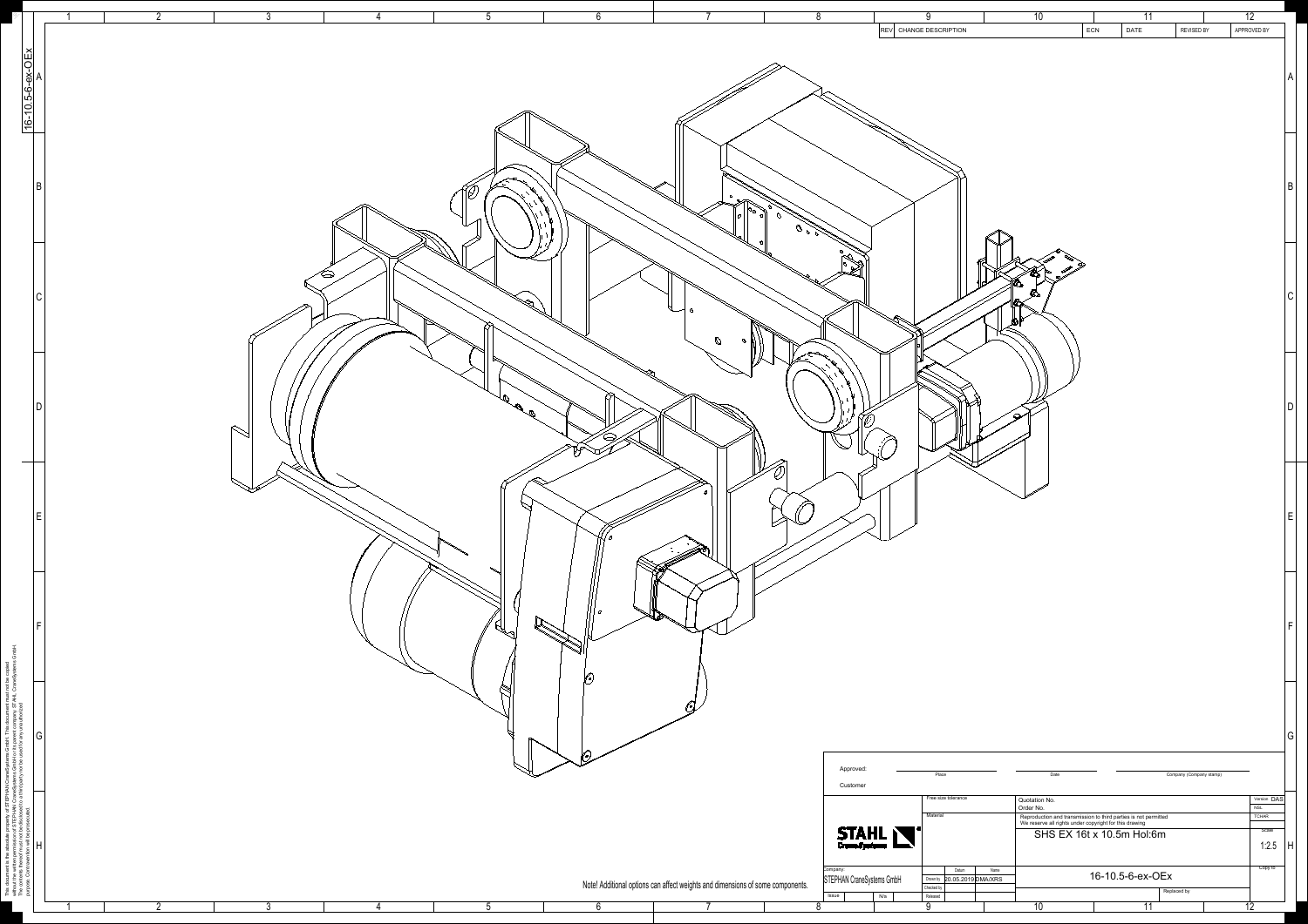| REV | CHANGE DESCRIPTION | ECN | DATE | REVISED BY | APPROVED BY |
|---|---|---|---|---|---|
| | | | | | |

Note! Additional options can affect weights and dimensions of some components.

This document is the absolute property of STEPHAN CraneSystems GmbH. This document must not be copied without the written permission of STEPHAN CraneSystems GmbH or its parent company STAHL CraneSystems GmbH. The contents hereof must not be disclosed to a third party nor be used for any unauthorized purpose. Contravention will be prosecuted.

| | | | | | |
|---|---|---|---|---|---|
| Approved: | Place | | Date | Company (Company stamp) | |
| Customer | | | | | |
| | Free size tolerance | | Quotation No. | | Version: DAS |
| | | | Order No. | | NSL |
| STAHL CraneSystems | Material | | Reproduction and transmission to third parties is not permitted. We reserve all rights under copyright for this drawing | | TCHAR |
| | | | SHS EX 16t x 10.5m Hol:6m | | Scale 1:2.5 |
| Company: STEPHAN CraneSystems GmbH | | Datum / Name | 16-10.5-6-ex-OEx | | Copy to |
| | Drawn by | 20.05.2019 DMA/XRS | | | |
| | Checked by | | | Replaced by | |
| Issue N/a | Released | | | | |